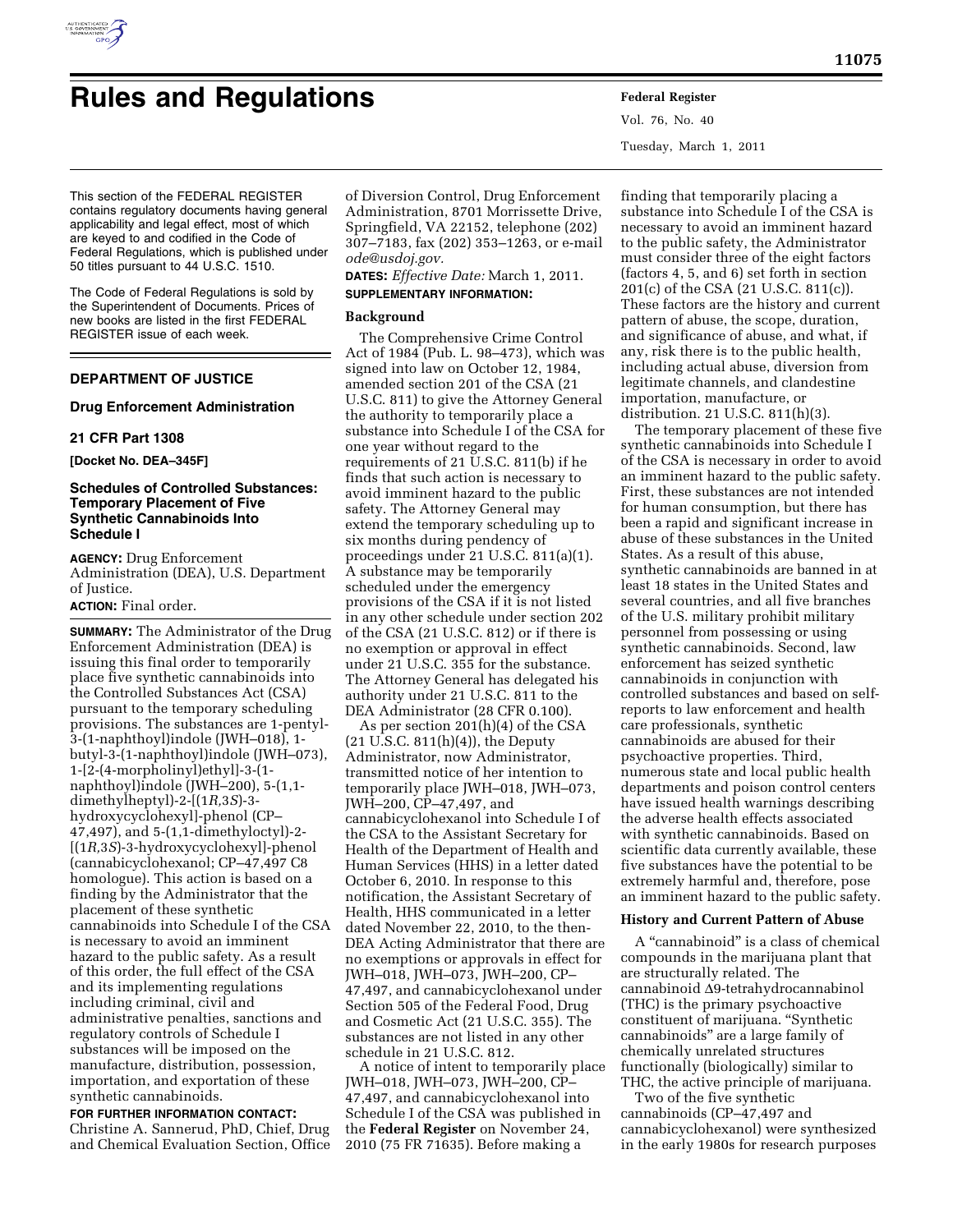# Rules and Regulations

This section of the FEDERAL REGISTER contains regulatory documents having general applicability and legal effect, most of which are keyed to and codified in the Code of Federal Regulations, which is published under 50 titles pursuant to 44 U.S.C. 1510.

The Code of Federal Regulations is sold by the Superintendent of Documents. Prices of new books are listed in the first FEDERAL REGISTER issue of each week.

## DEPARTMENT OF JUSTICE

### Drug Enforcement Administration

### 21 CFR Part 1308

**[Docket No. DEA–345F]**

### Schedules of Controlled Substances: Temporary Placement of Five Synthetic Cannabinoids Into Schedule I

**AGENCY:** Drug Enforcement Administration (DEA), U.S. Department of Justice.

**ACTION:** Final order.

**SUMMARY:** The Administrator of the Drug Enforcement Administration (DEA) is issuing this final order to temporarily place five synthetic cannabinoids into the Controlled Substances Act (CSA) pursuant to the temporary scheduling provisions. The substances are 1-pentyl-3-(1-naphthoyl)indole (JWH–018), 1-butyl-3-(1-naphthoyl)indole (JWH–073), 1-[2-(4-morpholinyl)ethyl]-3-(1-naphthoyl)indole (JWH–200), 5-(1,1-dimethylheptyl)-2-[(1*R*,3*S*)-3-hydroxycyclohexyl]-phenol (CP–47,497), and 5-(1,1-dimethyloctyl)-2-[(1*R*,3*S*)-3-hydroxycyclohexyl]-phenol (cannabicyclohexanol; CP–47,497 C8 homologue). This action is based on a finding by the Administrator that the placement of these synthetic cannabinoids into Schedule I of the CSA is necessary to avoid an imminent hazard to the public safety. As a result of this order, the full effect of the CSA and its implementing regulations including criminal, civil and administrative penalties, sanctions and regulatory controls of Schedule I substances will be imposed on the manufacture, distribution, possession, importation, and exportation of these synthetic cannabinoids.

**FOR FURTHER INFORMATION CONTACT:** Christine A. Sannerud, PhD, Chief, Drug and Chemical Evaluation Section, Office of Diversion Control, Drug Enforcement Administration, 8701 Morrissette Drive, Springfield, VA 22152, telephone (202) 307–7183, fax (202) 353–1263, or e-mail *ode@usdoj.gov.*

**DATES:** *Effective Date:* March 1, 2011.

**SUPPLEMENTARY INFORMATION:**

#### Background

The Comprehensive Crime Control Act of 1984 (Pub. L. 98–473), which was signed into law on October 12, 1984, amended section 201 of the CSA (21 U.S.C. 811) to give the Attorney General the authority to temporarily place a substance into Schedule I of the CSA for one year without regard to the requirements of 21 U.S.C. 811(b) if he finds that such action is necessary to avoid imminent hazard to the public safety. The Attorney General may extend the temporary scheduling up to six months during pendency of proceedings under 21 U.S.C. 811(a)(1). A substance may be temporarily scheduled under the emergency provisions of the CSA if it is not listed in any other schedule under section 202 of the CSA (21 U.S.C. 812) or if there is no exemption or approval in effect under 21 U.S.C. 355 for the substance. The Attorney General has delegated his authority under 21 U.S.C. 811 to the DEA Administrator (28 CFR 0.100).

As per section 201(h)(4) of the CSA (21 U.S.C. 811(h)(4)), the Deputy Administrator, now Administrator, transmitted notice of her intention to temporarily place JWH–018, JWH–073, JWH–200, CP–47,497, and cannabicyclohexanol into Schedule I of the CSA to the Assistant Secretary for Health of the Department of Health and Human Services (HHS) in a letter dated October 6, 2010. In response to this notification, the Assistant Secretary of Health, HHS communicated in a letter dated November 22, 2010, to the then-DEA Acting Administrator that there are no exemptions or approvals in effect for JWH–018, JWH–073, JWH–200, CP–47,497, and cannabicyclohexanol under Section 505 of the Federal Food, Drug and Cosmetic Act (21 U.S.C. 355). The substances are not listed in any other schedule in 21 U.S.C. 812.

A notice of intent to temporarily place JWH–018, JWH–073, JWH–200, CP–47,497, and cannabicyclohexanol into Schedule I of the CSA was published in the **Federal Register** on November 24, 2010 (75 FR 71635). Before making a finding that temporarily placing a substance into Schedule I of the CSA is necessary to avoid an imminent hazard to the public safety, the Administrator must consider three of the eight factors (factors 4, 5, and 6) set forth in section 201(c) of the CSA (21 U.S.C. 811(c)). These factors are the history and current pattern of abuse, the scope, duration, and significance of abuse, and what, if any, risk there is to the public health, including actual abuse, diversion from legitimate channels, and clandestine importation, manufacture, or distribution. 21 U.S.C. 811(h)(3).

The temporary placement of these five synthetic cannabinoids into Schedule I of the CSA is necessary in order to avoid an imminent hazard to the public safety. First, these substances are not intended for human consumption, but there has been a rapid and significant increase in abuse of these substances in the United States. As a result of this abuse, synthetic cannabinoids are banned in at least 18 states in the United States and several countries, and all five branches of the U.S. military prohibit military personnel from possessing or using synthetic cannabinoids. Second, law enforcement has seized synthetic cannabinoids in conjunction with controlled substances and based on self-reports to law enforcement and health care professionals, synthetic cannabinoids are abused for their psychoactive properties. Third, numerous state and local public health departments and poison control centers have issued health warnings describing the adverse health effects associated with synthetic cannabinoids. Based on scientific data currently available, these five substances have the potential to be extremely harmful and, therefore, pose an imminent hazard to the public safety.

#### History and Current Pattern of Abuse

A "cannabinoid" is a class of chemical compounds in the marijuana plant that are structurally related. The cannabinoid $\Delta$9-tetrahydrocannabinol (THC) is the primary psychoactive constituent of marijuana. "Synthetic cannabinoids" are a large family of chemically unrelated structures functionally (biologically) similar to THC, the active principle of marijuana.

Two of the five synthetic cannabinoids (CP–47,497 and cannabicyclohexanol) were synthesized in the early 1980s for research purposes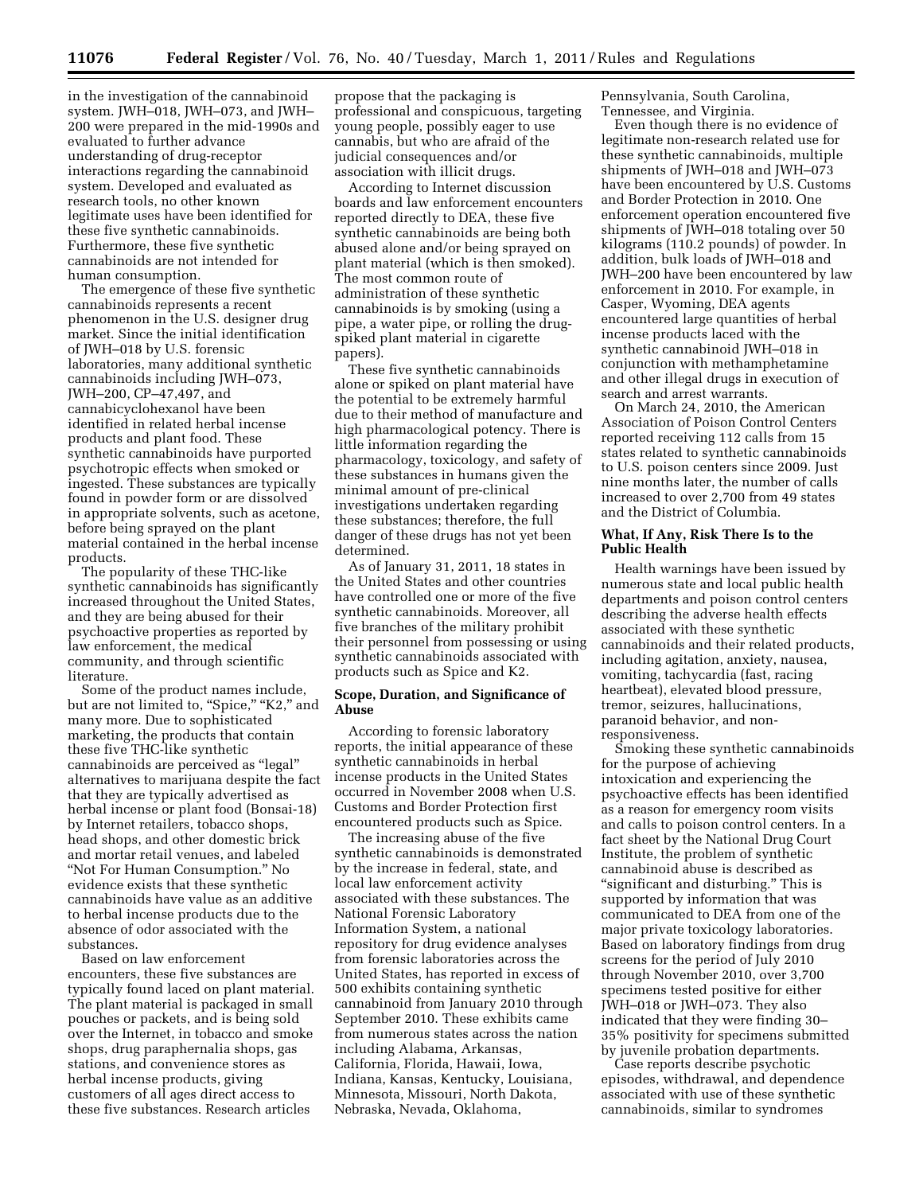in the investigation of the cannabinoid system. JWH–018, JWH–073, and JWH–200 were prepared in the mid-1990s and evaluated to further advance understanding of drug-receptor interactions regarding the cannabinoid system. Developed and evaluated as research tools, no other known legitimate uses have been identified for these five synthetic cannabinoids. Furthermore, these five synthetic cannabinoids are not intended for human consumption.

The emergence of these five synthetic cannabinoids represents a recent phenomenon in the U.S. designer drug market. Since the initial identification of JWH–018 by U.S. forensic laboratories, many additional synthetic cannabinoids including JWH–073, JWH–200, CP–47,497, and cannabicyclohexanol have been identified in related herbal incense products and plant food. These synthetic cannabinoids have purported psychotropic effects when smoked or ingested. These substances are typically found in powder form or are dissolved in appropriate solvents, such as acetone, before being sprayed on the plant material contained in the herbal incense products.

The popularity of these THC-like synthetic cannabinoids has significantly increased throughout the United States, and they are being abused for their psychoactive properties as reported by law enforcement, the medical community, and through scientific literature.

Some of the product names include, but are not limited to, "Spice," "K2," and many more. Due to sophisticated marketing, the products that contain these five THC-like synthetic cannabinoids are perceived as "legal" alternatives to marijuana despite the fact that they are typically advertised as herbal incense or plant food (Bonsai-18) by Internet retailers, tobacco shops, head shops, and other domestic brick and mortar retail venues, and labeled "Not For Human Consumption." No evidence exists that these synthetic cannabinoids have value as an additive to herbal incense products due to the absence of odor associated with the substances.

Based on law enforcement encounters, these five substances are typically found laced on plant material. The plant material is packaged in small pouches or packets, and is being sold over the Internet, in tobacco and smoke shops, drug paraphernalia shops, gas stations, and convenience stores as herbal incense products, giving customers of all ages direct access to these five substances. Research articles propose that the packaging is professional and conspicuous, targeting young people, possibly eager to use cannabis, but who are afraid of the judicial consequences and/or association with illicit drugs.

According to Internet discussion boards and law enforcement encounters reported directly to DEA, these five synthetic cannabinoids are being both abused alone and/or being sprayed on plant material (which is then smoked). The most common route of administration of these synthetic cannabinoids is by smoking (using a pipe, a water pipe, or rolling the drug-spiked plant material in cigarette papers).

These five synthetic cannabinoids alone or spiked on plant material have the potential to be extremely harmful due to their method of manufacture and high pharmacological potency. There is little information regarding the pharmacology, toxicology, and safety of these substances in humans given the minimal amount of pre-clinical investigations undertaken regarding these substances; therefore, the full danger of these drugs has not yet been determined.

As of January 31, 2011, 18 states in the United States and other countries have controlled one or more of the five synthetic cannabinoids. Moreover, all five branches of the military prohibit their personnel from possessing or using synthetic cannabinoids associated with products such as Spice and K2.

## Scope, Duration, and Significance of Abuse

According to forensic laboratory reports, the initial appearance of these synthetic cannabinoids in herbal incense products in the United States occurred in November 2008 when U.S. Customs and Border Protection first encountered products such as Spice.

The increasing abuse of the five synthetic cannabinoids is demonstrated by the increase in federal, state, and local law enforcement activity associated with these substances. The National Forensic Laboratory Information System, a national repository for drug evidence analyses from forensic laboratories across the United States, has reported in excess of 500 exhibits containing synthetic cannabinoid from January 2010 through September 2010. These exhibits came from numerous states across the nation including Alabama, Arkansas, California, Florida, Hawaii, Iowa, Indiana, Kansas, Kentucky, Louisiana, Minnesota, Missouri, North Dakota, Nebraska, Nevada, Oklahoma, Pennsylvania, South Carolina, Tennessee, and Virginia.

Even though there is no evidence of legitimate non-research related use for these synthetic cannabinoids, multiple shipments of JWH–018 and JWH–073 have been encountered by U.S. Customs and Border Protection in 2010. One enforcement operation encountered five shipments of JWH–018 totaling over 50 kilograms (110.2 pounds) of powder. In addition, bulk loads of JWH–018 and JWH–200 have been encountered by law enforcement in 2010. For example, in Casper, Wyoming, DEA agents encountered large quantities of herbal incense products laced with the synthetic cannabinoid JWH–018 in conjunction with methamphetamine and other illegal drugs in execution of search and arrest warrants.

On March 24, 2010, the American Association of Poison Control Centers reported receiving 112 calls from 15 states related to synthetic cannabinoids to U.S. poison centers since 2009. Just nine months later, the number of calls increased to over 2,700 from 49 states and the District of Columbia.

## What, If Any, Risk There Is to the Public Health

Health warnings have been issued by numerous state and local public health departments and poison control centers describing the adverse health effects associated with these synthetic cannabinoids and their related products, including agitation, anxiety, nausea, vomiting, tachycardia (fast, racing heartbeat), elevated blood pressure, tremor, seizures, hallucinations, paranoid behavior, and non-responsiveness.

Smoking these synthetic cannabinoids for the purpose of achieving intoxication and experiencing the psychoactive effects has been identified as a reason for emergency room visits and calls to poison control centers. In a fact sheet by the National Drug Court Institute, the problem of synthetic cannabinoid abuse is described as "significant and disturbing." This is supported by information that was communicated to DEA from one of the major private toxicology laboratories. Based on laboratory findings from drug screens for the period of July 2010 through November 2010, over 3,700 specimens tested positive for either JWH–018 or JWH–073. They also indicated that they were finding 30–35% positivity for specimens submitted by juvenile probation departments.

Case reports describe psychotic episodes, withdrawal, and dependence associated with use of these synthetic cannabinoids, similar to syndromes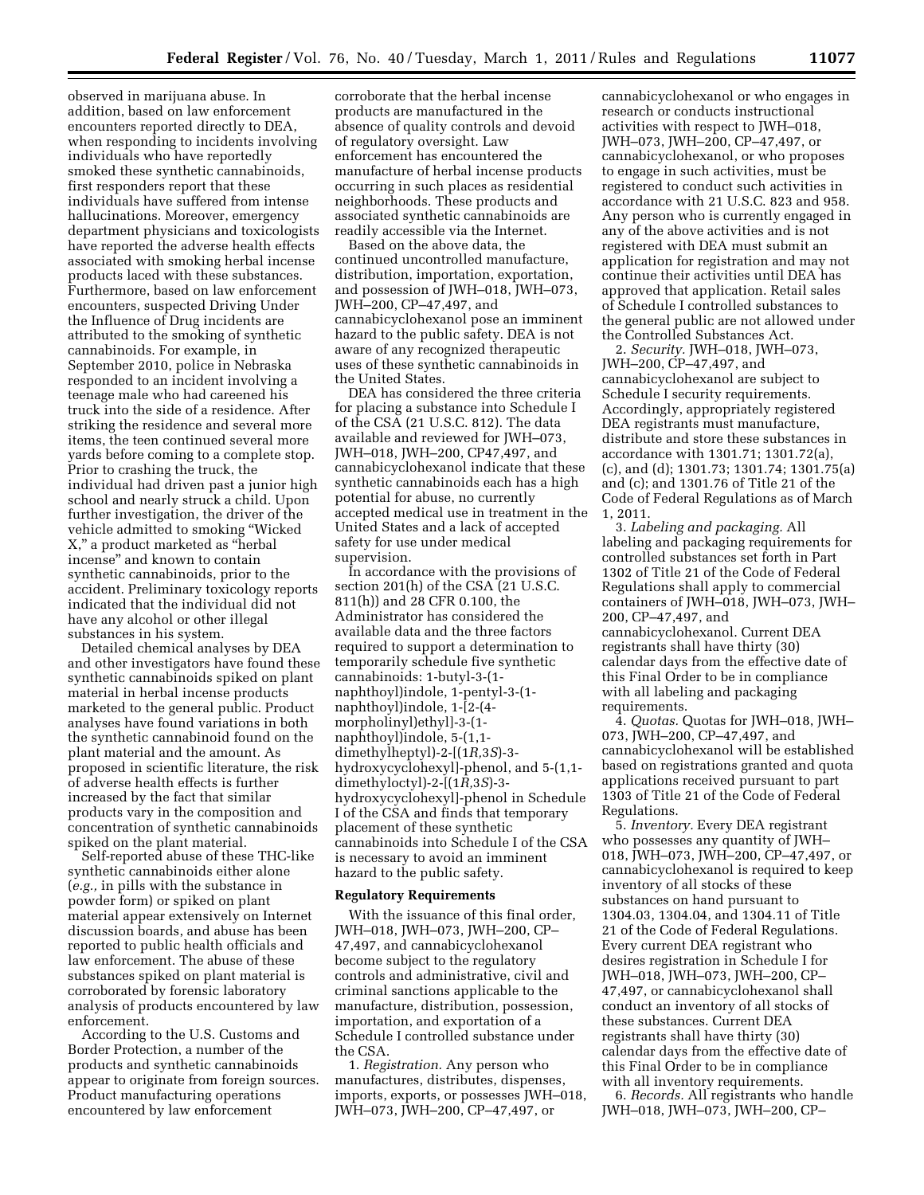observed in marijuana abuse. In addition, based on law enforcement encounters reported directly to DEA, when responding to incidents involving individuals who have reportedly smoked these synthetic cannabinoids, first responders report that these individuals have suffered from intense hallucinations. Moreover, emergency department physicians and toxicologists have reported the adverse health effects associated with smoking herbal incense products laced with these substances. Furthermore, based on law enforcement encounters, suspected Driving Under the Influence of Drug incidents are attributed to the smoking of synthetic cannabinoids. For example, in September 2010, police in Nebraska responded to an incident involving a teenage male who had careened his truck into the side of a residence. After striking the residence and several more items, the teen continued several more yards before coming to a complete stop. Prior to crashing the truck, the individual had driven past a junior high school and nearly struck a child. Upon further investigation, the driver of the vehicle admitted to smoking "Wicked X," a product marketed as "herbal incense" and known to contain synthetic cannabinoids, prior to the accident. Preliminary toxicology reports indicated that the individual did not have any alcohol or other illegal substances in his system.

Detailed chemical analyses by DEA and other investigators have found these synthetic cannabinoids spiked on plant material in herbal incense products marketed to the general public. Product analyses have found variations in both the synthetic cannabinoid found on the plant material and the amount. As proposed in scientific literature, the risk of adverse health effects is further increased by the fact that similar products vary in the composition and concentration of synthetic cannabinoids spiked on the plant material.

Self-reported abuse of these THC-like synthetic cannabinoids either alone (*e.g.,* in pills with the substance in powder form) or spiked on plant material appear extensively on Internet discussion boards, and abuse has been reported to public health officials and law enforcement. The abuse of these substances spiked on plant material is corroborated by forensic laboratory analysis of products encountered by law enforcement.

According to the U.S. Customs and Border Protection, a number of the products and synthetic cannabinoids appear to originate from foreign sources. Product manufacturing operations encountered by law enforcement corroborate that the herbal incense products are manufactured in the absence of quality controls and devoid of regulatory oversight. Law enforcement has encountered the manufacture of herbal incense products occurring in such places as residential neighborhoods. These products and associated synthetic cannabinoids are readily accessible via the Internet.

Based on the above data, the continued uncontrolled manufacture, distribution, importation, exportation, and possession of JWH–018, JWH–073, JWH–200, CP–47,497, and cannabicyclohexanol pose an imminent hazard to the public safety. DEA is not aware of any recognized therapeutic uses of these synthetic cannabinoids in the United States.

DEA has considered the three criteria for placing a substance into Schedule I of the CSA (21 U.S.C. 812). The data available and reviewed for JWH–073, JWH–018, JWH–200, CP47,497, and cannabicyclohexanol indicate that these synthetic cannabinoids each has a high potential for abuse, no currently accepted medical use in treatment in the United States and a lack of accepted safety for use under medical supervision.

In accordance with the provisions of section 201(h) of the CSA (21 U.S.C. 811(h)) and 28 CFR 0.100, the Administrator has considered the available data and the three factors required to support a determination to temporarily schedule five synthetic cannabinoids: 1-butyl-3-(1-naphthoyl)indole, 1-pentyl-3-(1-naphthoyl)indole, 1-[2-(4-morpholinyl)ethyl]-3-(1-naphthoyl)indole, 5-(1,1-dimethylheptyl)-2-[(1*R*,3*S*)-3-hydroxycyclohexyl]-phenol, and 5-(1,1-dimethyloctyl)-2-[(1*R*,3*S*)-3-hydroxycyclohexyl]-phenol in Schedule I of the CSA and finds that temporary placement of these synthetic cannabinoids into Schedule I of the CSA is necessary to avoid an imminent hazard to the public safety.

## Regulatory Requirements

With the issuance of this final order, JWH–018, JWH–073, JWH–200, CP–47,497, and cannabicyclohexanol become subject to the regulatory controls and administrative, civil and criminal sanctions applicable to the manufacture, distribution, possession, importation, and exportation of a Schedule I controlled substance under the CSA.

1. *Registration.* Any person who manufactures, distributes, dispenses, imports, exports, or possesses JWH–018, JWH–073, JWH–200, CP–47,497, or cannabicyclohexanol or who engages in research or conducts instructional activities with respect to JWH–018, JWH–073, JWH–200, CP–47,497, or cannabicyclohexanol, or who proposes to engage in such activities, must be registered to conduct such activities in accordance with 21 U.S.C. 823 and 958. Any person who is currently engaged in any of the above activities and is not registered with DEA must submit an application for registration and may not continue their activities until DEA has approved that application. Retail sales of Schedule I controlled substances to the general public are not allowed under the Controlled Substances Act.

2. *Security.* JWH–018, JWH–073, JWH–200, CP–47,497, and cannabicyclohexanol are subject to Schedule I security requirements. Accordingly, appropriately registered DEA registrants must manufacture, distribute and store these substances in accordance with 1301.71; 1301.72(a), (c), and (d); 1301.73; 1301.74; 1301.75(a) and (c); and 1301.76 of Title 21 of the Code of Federal Regulations as of March 1, 2011.

3. *Labeling and packaging.* All labeling and packaging requirements for controlled substances set forth in Part 1302 of Title 21 of the Code of Federal Regulations shall apply to commercial containers of JWH–018, JWH–073, JWH–200, CP–47,497, and cannabicyclohexanol. Current DEA registrants shall have thirty (30) calendar days from the effective date of this Final Order to be in compliance with all labeling and packaging requirements.

4. *Quotas.* Quotas for JWH–018, JWH–073, JWH–200, CP–47,497, and cannabicyclohexanol will be established based on registrations granted and quota applications received pursuant to part 1303 of Title 21 of the Code of Federal Regulations.

5. *Inventory.* Every DEA registrant who possesses any quantity of JWH–018, JWH–073, JWH–200, CP–47,497, or cannabicyclohexanol is required to keep inventory of all stocks of these substances on hand pursuant to 1304.03, 1304.04, and 1304.11 of Title 21 of the Code of Federal Regulations. Every current DEA registrant who desires registration in Schedule I for JWH–018, JWH–073, JWH–200, CP–47,497, or cannabicyclohexanol shall conduct an inventory of all stocks of these substances. Current DEA registrants shall have thirty (30) calendar days from the effective date of this Final Order to be in compliance with all inventory requirements.

6. *Records.* All registrants who handle JWH–018, JWH–073, JWH–200, CP–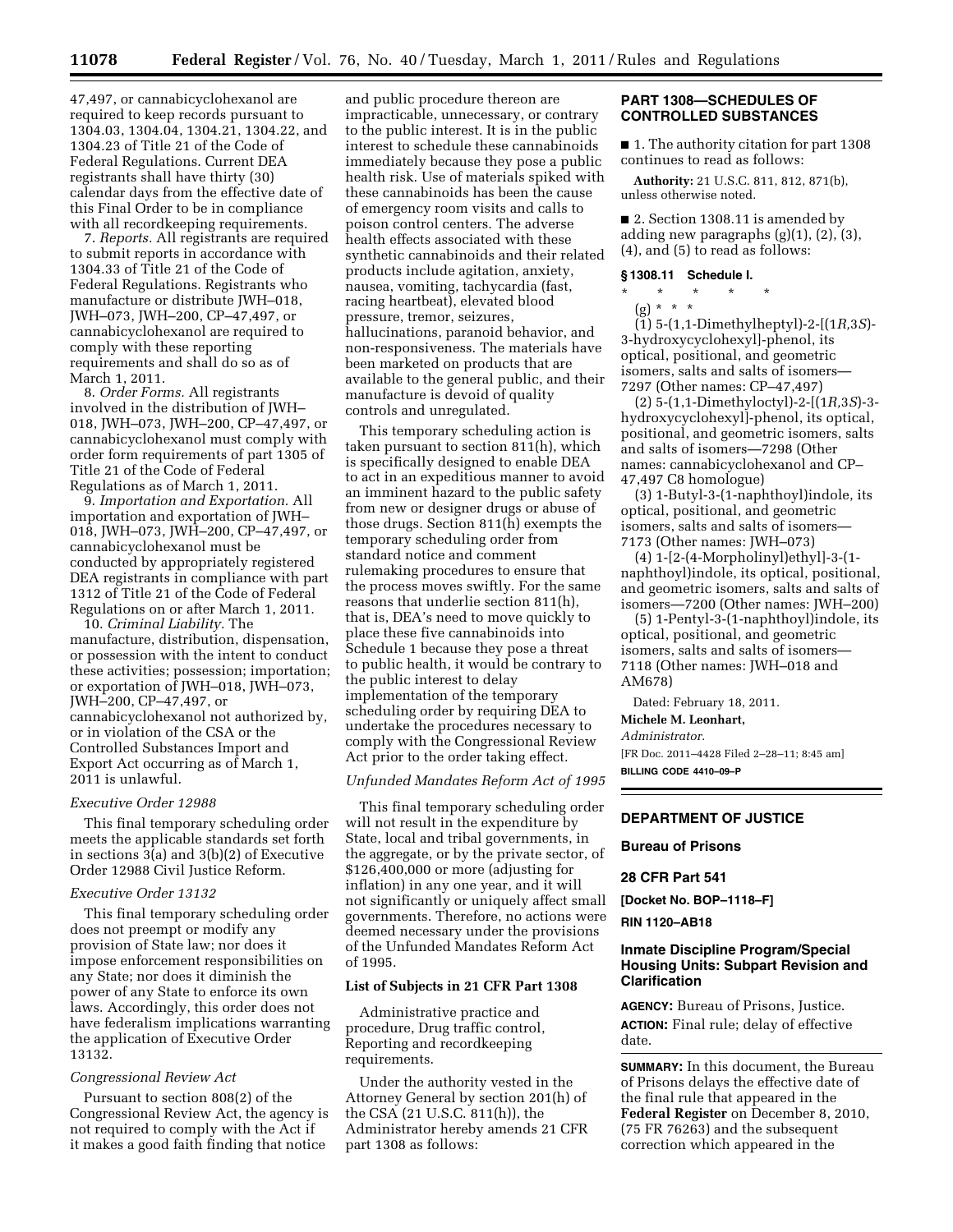47,497, or cannabicyclohexanol are required to keep records pursuant to 1304.03, 1304.04, 1304.21, 1304.22, and 1304.23 of Title 21 of the Code of Federal Regulations. Current DEA registrants shall have thirty (30) calendar days from the effective date of this Final Order to be in compliance with all recordkeeping requirements.

7. *Reports.* All registrants are required to submit reports in accordance with 1304.33 of Title 21 of the Code of Federal Regulations. Registrants who manufacture or distribute JWH–018, JWH–073, JWH–200, CP–47,497, or cannabicyclohexanol are required to comply with these reporting requirements and shall do so as of March 1, 2011.

8. *Order Forms.* All registrants involved in the distribution of JWH–018, JWH–073, JWH–200, CP–47,497, or cannabicyclohexanol must comply with order form requirements of part 1305 of Title 21 of the Code of Federal Regulations as of March 1, 2011.

9. *Importation and Exportation.* All importation and exportation of JWH–018, JWH–073, JWH–200, CP–47,497, or cannabicyclohexanol must be conducted by appropriately registered DEA registrants in compliance with part 1312 of Title 21 of the Code of Federal Regulations on or after March 1, 2011.

10. *Criminal Liability.* The manufacture, distribution, dispensation, or possession with the intent to conduct these activities; possession; importation; or exportation of JWH–018, JWH–073, JWH–200, CP–47,497, or cannabicyclohexanol not authorized by, or in violation of the CSA or the Controlled Substances Import and Export Act occurring as of March 1, 2011 is unlawful.

### *Executive Order 12988*

This final temporary scheduling order meets the applicable standards set forth in sections 3(a) and 3(b)(2) of Executive Order 12988 Civil Justice Reform.

### *Executive Order 13132*

This final temporary scheduling order does not preempt or modify any provision of State law; nor does it impose enforcement responsibilities on any State; nor does it diminish the power of any State to enforce its own laws. Accordingly, this order does not have federalism implications warranting the application of Executive Order 13132.

### *Congressional Review Act*

Pursuant to section 808(2) of the Congressional Review Act, the agency is not required to comply with the Act if it makes a good faith finding that notice and public procedure thereon are impracticable, unnecessary, or contrary to the public interest. It is in the public interest to schedule these cannabinoids immediately because they pose a public health risk. Use of materials spiked with these cannabinoids has been the cause of emergency room visits and calls to poison control centers. The adverse health effects associated with these synthetic cannabinoids and their related products include agitation, anxiety, nausea, vomiting, tachycardia (fast, racing heartbeat), elevated blood pressure, tremor, seizures, hallucinations, paranoid behavior, and non-responsiveness. The materials have been marketed on products that are available to the general public, and their manufacture is devoid of quality controls and unregulated.

This temporary scheduling action is taken pursuant to section 811(h), which is specifically designed to enable DEA to act in an expeditious manner to avoid an imminent hazard to the public safety from new or designer drugs or abuse of those drugs. Section 811(h) exempts the temporary scheduling order from standard notice and comment rulemaking procedures to ensure that the process moves swiftly. For the same reasons that underlie section 811(h), that is, DEA's need to move quickly to place these five cannabinoids into Schedule 1 because they pose a threat to public health, it would be contrary to the public interest to delay implementation of the temporary scheduling order by requiring DEA to undertake the procedures necessary to comply with the Congressional Review Act prior to the order taking effect.

### *Unfunded Mandates Reform Act of 1995*

This final temporary scheduling order will not result in the expenditure by State, local and tribal governments, in the aggregate, or by the private sector, of $126,400,000 or more (adjusting for inflation) in any one year, and it will not significantly or uniquely affect small governments. Therefore, no actions were deemed necessary under the provisions of the Unfunded Mandates Reform Act of 1995.

### List of Subjects in 21 CFR Part 1308

Administrative practice and procedure, Drug traffic control, Reporting and recordkeeping requirements.

Under the authority vested in the Attorney General by section 201(h) of the CSA (21 U.S.C. 811(h)), the Administrator hereby amends 21 CFR part 1308 as follows:

## PART 1308—SCHEDULES OF CONTROLLED SUBSTANCES

■ 1. The authority citation for part 1308 continues to read as follows:

**Authority:** 21 U.S.C. 811, 812, 871(b), unless otherwise noted.

■ 2. Section 1308.11 is amended by adding new paragraphs (g)(1), (2), (3), (4), and (5) to read as follows:

### § 1308.11 Schedule I.

\* \* \* \* \*

(g) \* \* \*

(1) 5-(1,1-Dimethylheptyl)-2-[(1*R*,3*S*)-3-hydroxycyclohexyl]-phenol, its optical, positional, and geometric isomers, salts and salts of isomers—7297 (Other names: CP–47,497)

(2) 5-(1,1-Dimethyloctyl)-2-[(1*R*,3*S*)-3-hydroxycyclohexyl]-phenol, its optical, positional, and geometric isomers, salts and salts of isomers—7298 (Other names: cannabicyclohexanol and CP–47,497 C8 homologue)

(3) 1-Butyl-3-(1-naphthoyl)indole, its optical, positional, and geometric isomers, salts and salts of isomers—7173 (Other names: JWH–073)

(4) 1-[2-(4-Morpholinyl)ethyl]-3-(1-naphthoyl)indole, its optical, positional, and geometric isomers, salts and salts of isomers—7200 (Other names: JWH–200)

(5) 1-Pentyl-3-(1-naphthoyl)indole, its optical, positional, and geometric isomers, salts and salts of isomers—7118 (Other names: JWH–018 and AM678)

Dated: February 18, 2011.

**Michele M. Leonhart,**

*Administrator.*

[FR Doc. 2011–4428 Filed 2–28–11; 8:45 am]

**BILLING CODE 4410–09–P**

---

## DEPARTMENT OF JUSTICE

### Bureau of Prisons

### 28 CFR Part 541

**[Docket No. BOP–1118–F]**

**RIN 1120–AB18**

### Inmate Discipline Program/Special Housing Units: Subpart Revision and Clarification

**AGENCY:** Bureau of Prisons, Justice.

**ACTION:** Final rule; delay of effective date.

**SUMMARY:** In this document, the Bureau of Prisons delays the effective date of the final rule that appeared in the **Federal Register** on December 8, 2010, (75 FR 76263) and the subsequent correction which appeared in the